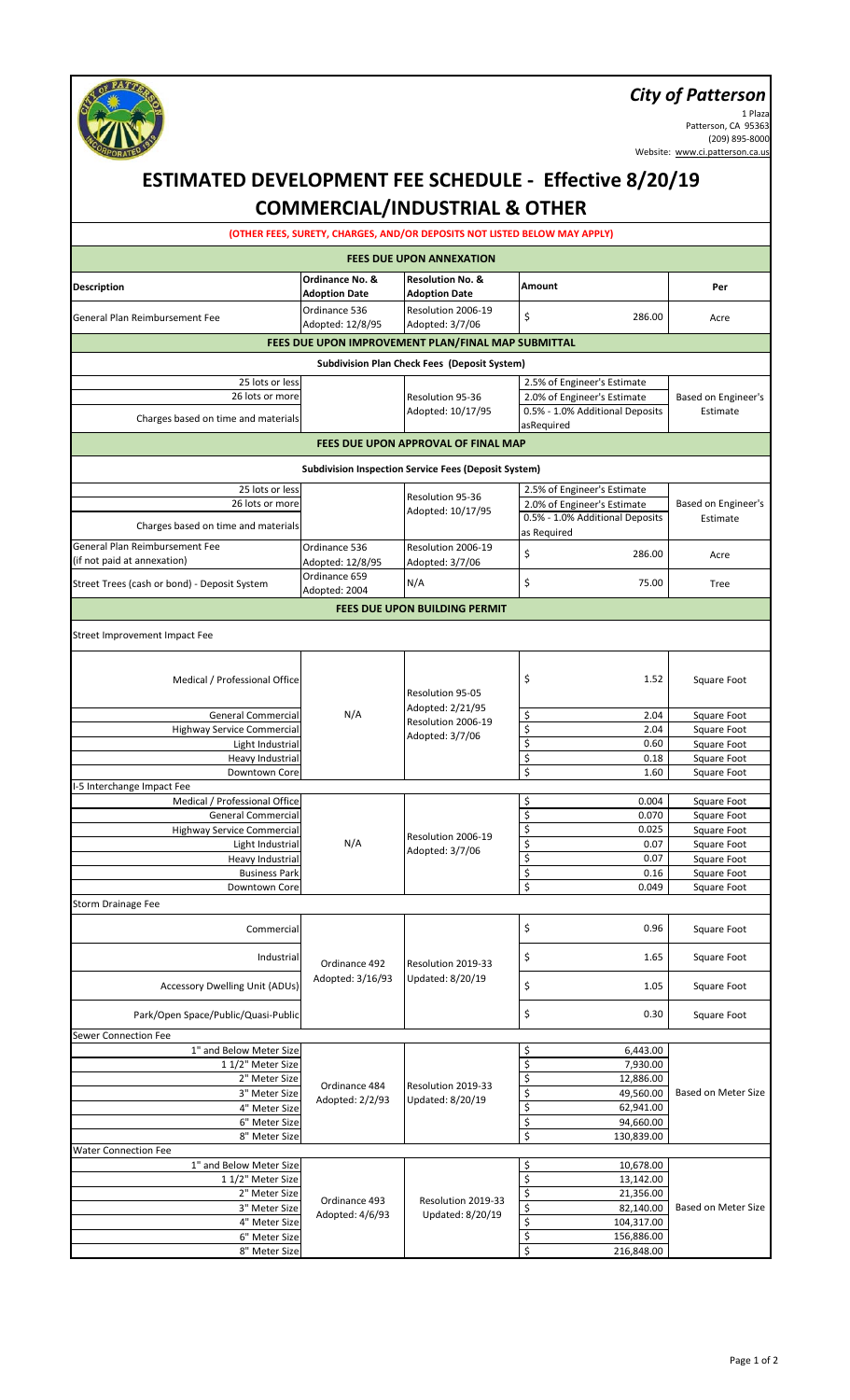# City of Patterson

1 Plaza
Patterson, CA 95363
(209) 895-8000
Website: www.ci.patterson.ca.us

# ESTIMATED DEVELOPMENT FEE SCHEDULE - Effective 8/20/19

## COMMERCIAL/INDUSTRIAL & OTHER

**(OTHER FEES, SURETY, CHARGES, AND/OR DEPOSITS NOT LISTED BELOW MAY APPLY)**

| Description | Ordinance No. & Adoption Date | Resolution No. & Adoption Date | Amount | Per |
|---|---|---|---|---|
| **FEES DUE UPON ANNEXATION** | | | | |
| General Plan Reimbursement Fee | Ordinance 536 Adopted: 12/8/95 | Resolution 2006-19 Adopted: 3/7/06 | $ 286.00 | Acre |
| **FEES DUE UPON IMPROVEMENT PLAN/FINAL MAP SUBMITTAL** | | | | |
| **Subdivision Plan Check Fees (Deposit System)** | | | | |
| 25 lots or less | | Resolution 95-36 Adopted: 10/17/95 | 2.5% of Engineer's Estimate | Based on Engineer's Estimate |
| 26 lots or more | | | 2.0% of Engineer's Estimate | |
| Charges based on time and materials | | | 0.5% - 1.0% Additional Deposits asRequired | |
| **FEES DUE UPON APPROVAL OF FINAL MAP** | | | | |
| **Subdivision Inspection Service Fees (Deposit System)** | | | | |
| 25 lots or less | | Resolution 95-36 Adopted: 10/17/95 | 2.5% of Engineer's Estimate | Based on Engineer's Estimate |
| 26 lots or more | | | 2.0% of Engineer's Estimate | |
| Charges based on time and materials | | | 0.5% - 1.0% Additional Deposits as Required | |
| General Plan Reimbursement Fee (if not paid at annexation) | Ordinance 536 Adopted: 12/8/95 | Resolution 2006-19 Adopted: 3/7/06 | $ 286.00 | Acre |
| Street Trees (cash or bond) - Deposit System | Ordinance 659 Adopted: 2004 | N/A | $ 75.00 | Tree |
| **FEES DUE UPON BUILDING PERMIT** | | | | |
| Street Improvement Impact Fee | | | | |
| Medical / Professional Office | N/A | Resolution 95-05 Adopted: 2/21/95 Resolution 2006-19 Adopted: 3/7/06 | $ 1.52 | Square Foot |
| General Commercial | | | $ 2.04 | Square Foot |
| Highway Service Commercial | | | $ 2.04 | Square Foot |
| Light Industrial | | | $ 0.60 | Square Foot |
| Heavy Industrial | | | $ 0.18 | Square Foot |
| Downtown Core | | | $ 1.60 | Square Foot |
| I-5 Interchange Impact Fee | | | | |
| Medical / Professional Office | N/A | Resolution 2006-19 Adopted: 3/7/06 | $ 0.004 | Square Foot |
| General Commercial | | | $ 0.070 | Square Foot |
| Highway Service Commercial | | | $ 0.025 | Square Foot |
| Light Industrial | | | $ 0.07 | Square Foot |
| Heavy Industrial | | | $ 0.07 | Square Foot |
| Business Park | | | $ 0.16 | Square Foot |
| Downtown Core | | | $ 0.049 | Square Foot |
| Storm Drainage Fee | | | | |
| Commercial | Ordinance 492 Adopted: 3/16/93 | Resolution 2019-33 Updated: 8/20/19 | $ 0.96 | Square Foot |
| Industrial | | | $ 1.65 | Square Foot |
| Accessory Dwelling Unit (ADUs) | | | $ 1.05 | Square Foot |
| Park/Open Space/Public/Quasi-Public | | | $ 0.30 | Square Foot |
| Sewer Connection Fee | | | | |
| 1" and Below Meter Size | Ordinance 484 Adopted: 2/2/93 | Resolution 2019-33 Updated: 8/20/19 | $ 6,443.00 | Based on Meter Size |
| 1 1/2" Meter Size | | | $ 7,930.00 | |
| 2" Meter Size | | | $ 12,886.00 | |
| 3" Meter Size | | | $ 49,560.00 | |
| 4" Meter Size | | | $ 62,941.00 | |
| 6" Meter Size | | | $ 94,660.00 | |
| 8" Meter Size | | | $ 130,839.00 | |
| Water Connection Fee | | | | |
| 1" and Below Meter Size | Ordinance 493 Adopted: 4/6/93 | Resolution 2019-33 Updated: 8/20/19 | $ 10,678.00 | Based on Meter Size |
| 1 1/2" Meter Size | | | $ 13,142.00 | |
| 2" Meter Size | | | $ 21,356.00 | |
| 3" Meter Size | | | $ 82,140.00 | |
| 4" Meter Size | | | $ 104,317.00 | |
| 6" Meter Size | | | $ 156,886.00 | |
| 8" Meter Size | | | $ 216,848.00 | |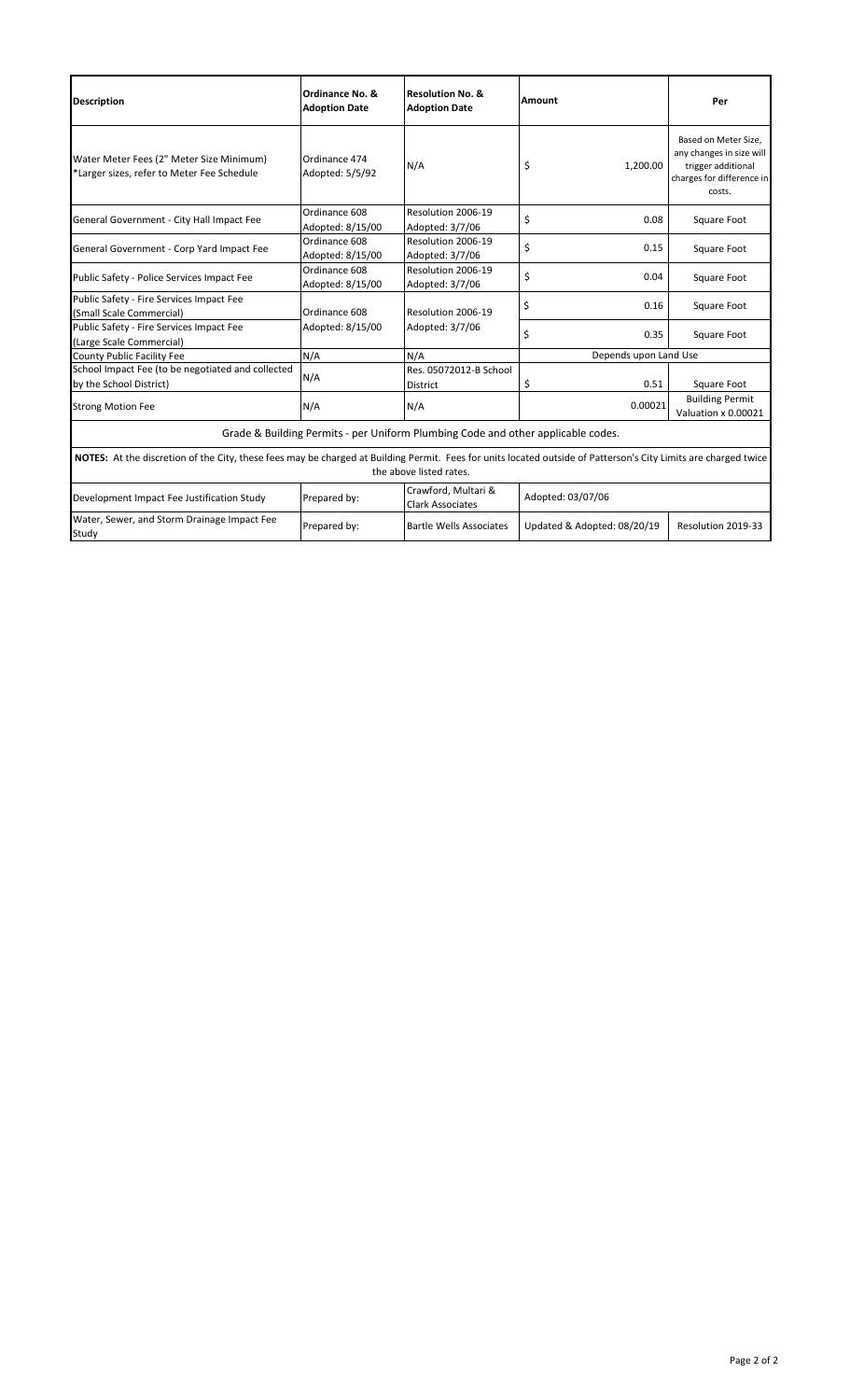| Description | Ordinance No. & Adoption Date | Resolution No. & Adoption Date | Amount | Per |
|---|---|---|---|---|
| Water Meter Fees (2" Meter Size Minimum)<br>*Larger sizes, refer to Meter Fee Schedule | Ordinance 474<br>Adopted: 5/5/92 | N/A | $ 1,200.00 | Based on Meter Size, any changes in size will trigger additional charges for difference in costs. |
| General Government - City Hall Impact Fee | Ordinance 608<br>Adopted: 8/15/00 | Resolution 2006-19<br>Adopted: 3/7/06 | $ 0.08 | Square Foot |
| General Government - Corp Yard Impact Fee | Ordinance 608<br>Adopted: 8/15/00 | Resolution 2006-19<br>Adopted: 3/7/06 | $ 0.15 | Square Foot |
| Public Safety - Police Services Impact Fee | Ordinance 608<br>Adopted: 8/15/00 | Resolution 2006-19<br>Adopted: 3/7/06 | $ 0.04 | Square Foot |
| Public Safety - Fire Services Impact Fee (Small Scale Commercial) | Ordinance 608<br>Adopted: 8/15/00 | Resolution 2006-19<br>Adopted: 3/7/06 | $ 0.16 | Square Foot |
| Public Safety - Fire Services Impact Fee (Large Scale Commercial) | | | $ 0.35 | Square Foot |
| County Public Facility Fee | N/A | N/A | Depends upon Land Use | |
| School Impact Fee (to be negotiated and collected by the School District) | N/A | Res. 05072012-B School District | $ 0.51 | Square Foot |
| Strong Motion Fee | N/A | N/A | 0.00021 | Building Permit Valuation x 0.00021 |
| Grade & Building Permits - per Uniform Plumbing Code and other applicable codes. | | | | |
| **NOTES:** At the discretion of the City, these fees may be charged at Building Permit. Fees for units located outside of Patterson's City Limits are charged twice the above listed rates. | | | | |
| Development Impact Fee Justification Study | Prepared by: | Crawford, Multari & Clark Associates | Adopted: 03/07/06 | |
| Water, Sewer, and Storm Drainage Impact Fee Study | Prepared by: | Bartle Wells Associates | Updated & Adopted: 08/20/19 | Resolution 2019-33 |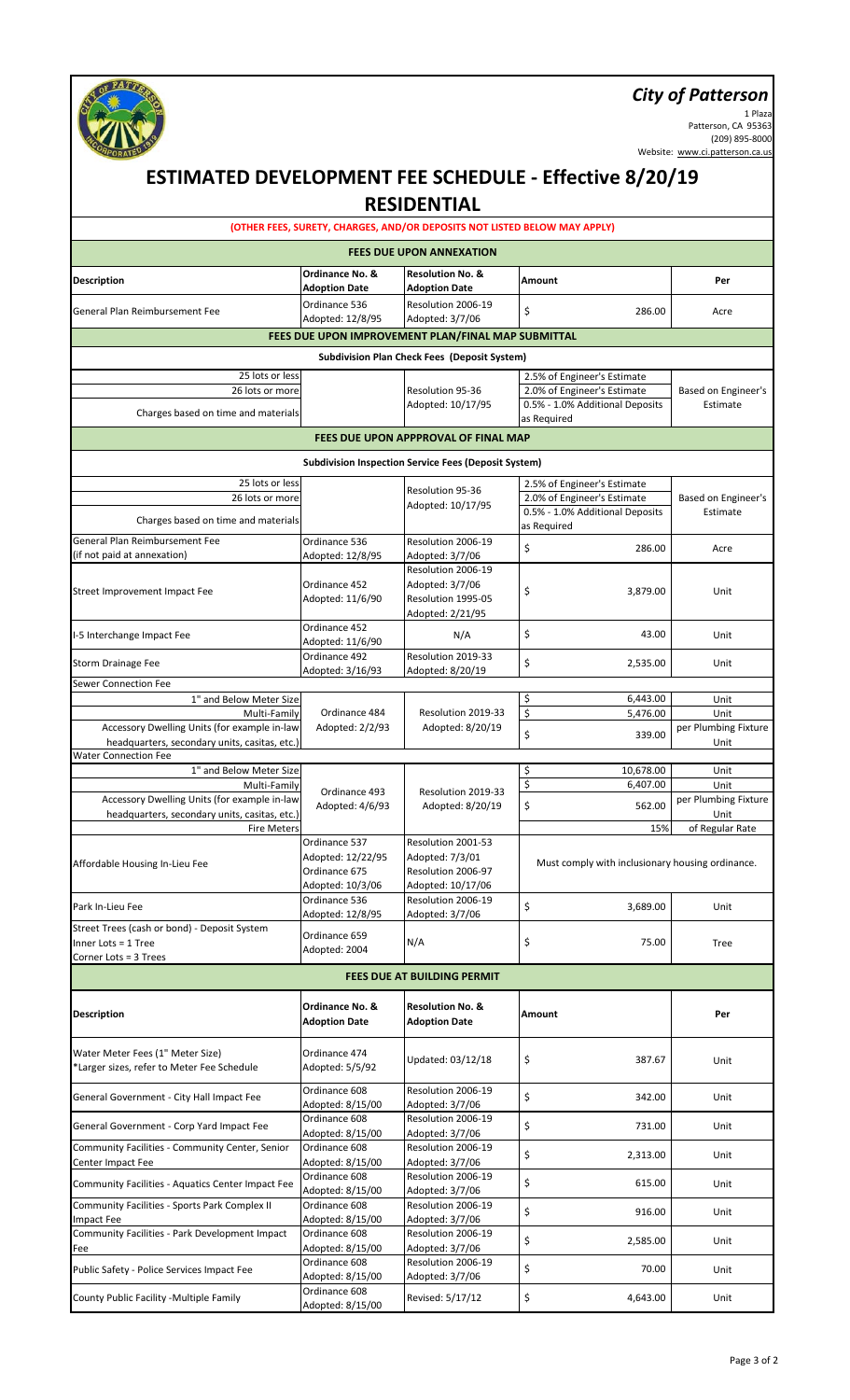## *City of Patterson*

1 Plaza
Patterson, CA 95363
(209) 895-8000
Website: www.ci.patterson.ca.us

# ESTIMATED DEVELOPMENT FEE SCHEDULE - Effective 8/20/19

## RESIDENTIAL

**(OTHER FEES, SURETY, CHARGES, AND/OR DEPOSITS NOT LISTED BELOW MAY APPLY)**

| Description | Ordinance No. & Adoption Date | Resolution No. & Adoption Date | Amount | Per |
|---|---|---|---|---|
| **FEES DUE UPON ANNEXATION** | | | | |
| General Plan Reimbursement Fee | Ordinance 536 Adopted: 12/8/95 | Resolution 2006-19 Adopted: 3/7/06 | $ 286.00 | Acre |
| **FEES DUE UPON IMPROVEMENT PLAN/FINAL MAP SUBMITTAL** | | | | |
| **Subdivision Plan Check Fees (Deposit System)** | | | | |
| 25 lots or less | | Resolution 95-36 Adopted: 10/17/95 | 2.5% of Engineer's Estimate | Based on Engineer's Estimate |
| 26 lots or more | | | 2.0% of Engineer's Estimate | |
| Charges based on time and materials | | | 0.5% - 1.0% Additional Deposits as Required | |
| **FEES DUE UPON APPPROVAL OF FINAL MAP** | | | | |
| **Subdivision Inspection Service Fees (Deposit System)** | | | | |
| 25 lots or less | | Resolution 95-36 Adopted: 10/17/95 | 2.5% of Engineer's Estimate | Based on Engineer's Estimate |
| 26 lots or more | | | 2.0% of Engineer's Estimate | |
| Charges based on time and materials | | | 0.5% - 1.0% Additional Deposits as Required | |
| General Plan Reimbursement Fee (if not paid at annexation) | Ordinance 536 Adopted: 12/8/95 | Resolution 2006-19 Adopted: 3/7/06 | $ 286.00 | Acre |
| Street Improvement Impact Fee | Ordinance 452 Adopted: 11/6/90 | Resolution 2006-19 Adopted: 3/7/06 Resolution 1995-05 Adopted: 2/21/95 | $ 3,879.00 | Unit |
| I-5 Interchange Impact Fee | Ordinance 452 Adopted: 11/6/90 | N/A | $ 43.00 | Unit |
| Storm Drainage Fee | Ordinance 492 Adopted: 3/16/93 | Resolution 2019-33 Adopted: 8/20/19 | $ 2,535.00 | Unit |
| Sewer Connection Fee | | | | |
| 1" and Below Meter Size | Ordinance 484 Adopted: 2/2/93 | Resolution 2019-33 Adopted: 8/20/19 | $ 6,443.00 | Unit |
| Multi-Family | | | $ 5,476.00 | Unit |
| Accessory Dwelling Units (for example in-law headquarters, secondary units, casitas, etc.) | | | $ 339.00 | per Plumbing Fixture Unit |
| Water Connection Fee | | | | |
| 1" and Below Meter Size | Ordinance 493 Adopted: 4/6/93 | Resolution 2019-33 Adopted: 8/20/19 | $ 10,678.00 | Unit |
| Multi-Family | | | $ 6,407.00 | Unit |
| Accessory Dwelling Units (for example in-law headquarters, secondary units, casitas, etc.) | | | $ 562.00 | per Plumbing Fixture Unit |
| Fire Meters | | | 15% | of Regular Rate |
| Affordable Housing In-Lieu Fee | Ordinance 537 Adopted: 12/22/95 Ordinance 675 Adopted: 10/3/06 | Resolution 2001-53 Adopted: 7/3/01 Resolution 2006-97 Adopted: 10/17/06 | Must comply with inclusionary housing ordinance. | |
| Park In-Lieu Fee | Ordinance 536 Adopted: 12/8/95 | Resolution 2006-19 Adopted: 3/7/06 | $ 3,689.00 | Unit |
| Street Trees (cash or bond) - Deposit System Inner Lots = 1 Tree Corner Lots = 3 Trees | Ordinance 659 Adopted: 2004 | N/A | $ 75.00 | Tree |

**FEES DUE AT BUILDING PERMIT**

| Description | Ordinance No. & Adoption Date | Resolution No. & Adoption Date | Amount | Per |
|---|---|---|---|---|
| Water Meter Fees (1" Meter Size) *Larger sizes, refer to Meter Fee Schedule | Ordinance 474 Adopted: 5/5/92 | Updated: 03/12/18 | $ 387.67 | Unit |
| General Government - City Hall Impact Fee | Ordinance 608 Adopted: 8/15/00 | Resolution 2006-19 Adopted: 3/7/06 | $ 342.00 | Unit |
| General Government - Corp Yard Impact Fee | Ordinance 608 Adopted: 8/15/00 | Resolution 2006-19 Adopted: 3/7/06 | $ 731.00 | Unit |
| Community Facilities - Community Center, Senior Center Impact Fee | Ordinance 608 Adopted: 8/15/00 | Resolution 2006-19 Adopted: 3/7/06 | $ 2,313.00 | Unit |
| Community Facilities - Aquatics Center Impact Fee | Ordinance 608 Adopted: 8/15/00 | Resolution 2006-19 Adopted: 3/7/06 | $ 615.00 | Unit |
| Community Facilities - Sports Park Complex II Impact Fee | Ordinance 608 Adopted: 8/15/00 | Resolution 2006-19 Adopted: 3/7/06 | $ 916.00 | Unit |
| Community Facilities - Park Development Impact Fee | Ordinance 608 Adopted: 8/15/00 | Resolution 2006-19 Adopted: 3/7/06 | $ 2,585.00 | Unit |
| Public Safety - Police Services Impact Fee | Ordinance 608 Adopted: 8/15/00 | Resolution 2006-19 Adopted: 3/7/06 | $ 70.00 | Unit |
| County Public Facility -Multiple Family | Ordinance 608 Adopted: 8/15/00 | Revised: 5/17/12 | $ 4,643.00 | Unit |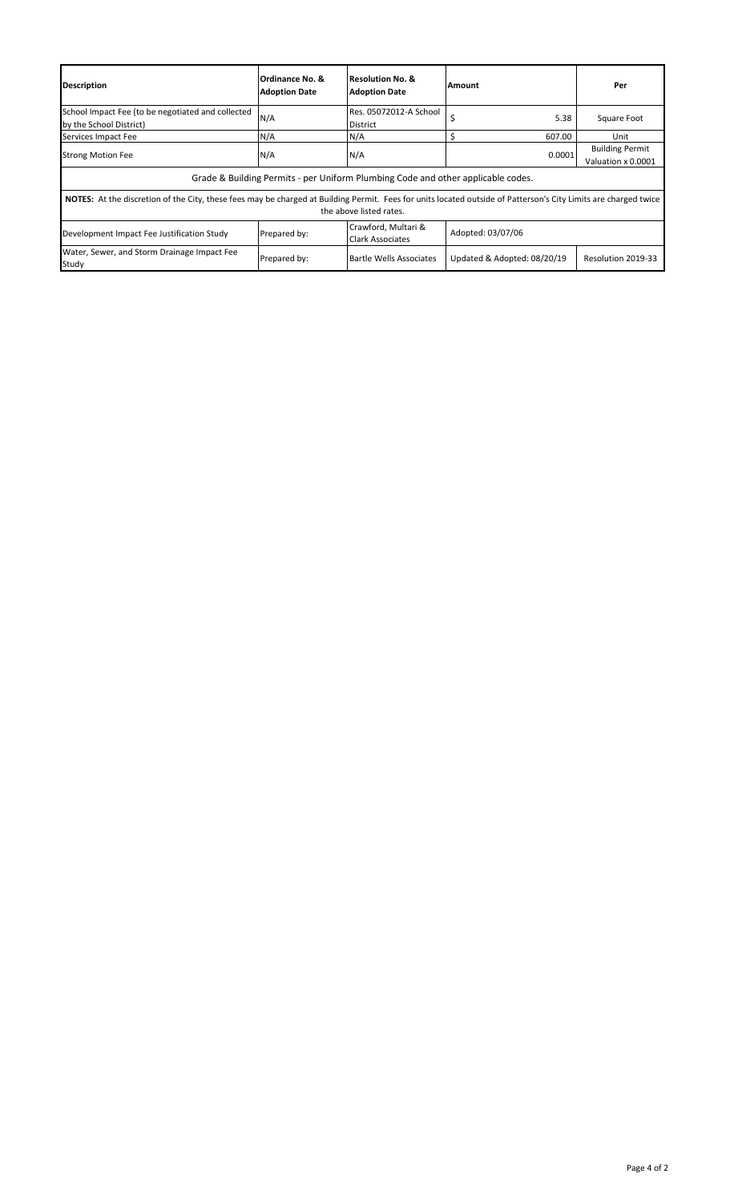| Description | Ordinance No. & Adoption Date | Resolution No. & Adoption Date | Amount | Per |
|---|---|---|---|---|
| School Impact Fee (to be negotiated and collected by the School District) | N/A | Res. 05072012-A School District | $ 5.38 | Square Foot |
| Services Impact Fee | N/A | N/A | $ 607.00 | Unit |
| Strong Motion Fee | N/A | N/A | 0.0001 | Building Permit Valuation x 0.0001 |
| Grade & Building Permits - per Uniform Plumbing Code and other applicable codes. | | | | |
| **NOTES:** At the discretion of the City, these fees may be charged at Building Permit. Fees for units located outside of Patterson's City Limits are charged twice the above listed rates. | | | | |
| Development Impact Fee Justification Study | Prepared by: | Crawford, Multari & Clark Associates | Adopted: 03/07/06 | |
| Water, Sewer, and Storm Drainage Impact Fee Study | Prepared by: | Bartle Wells Associates | Updated & Adopted: 08/20/19 | Resolution 2019-33 |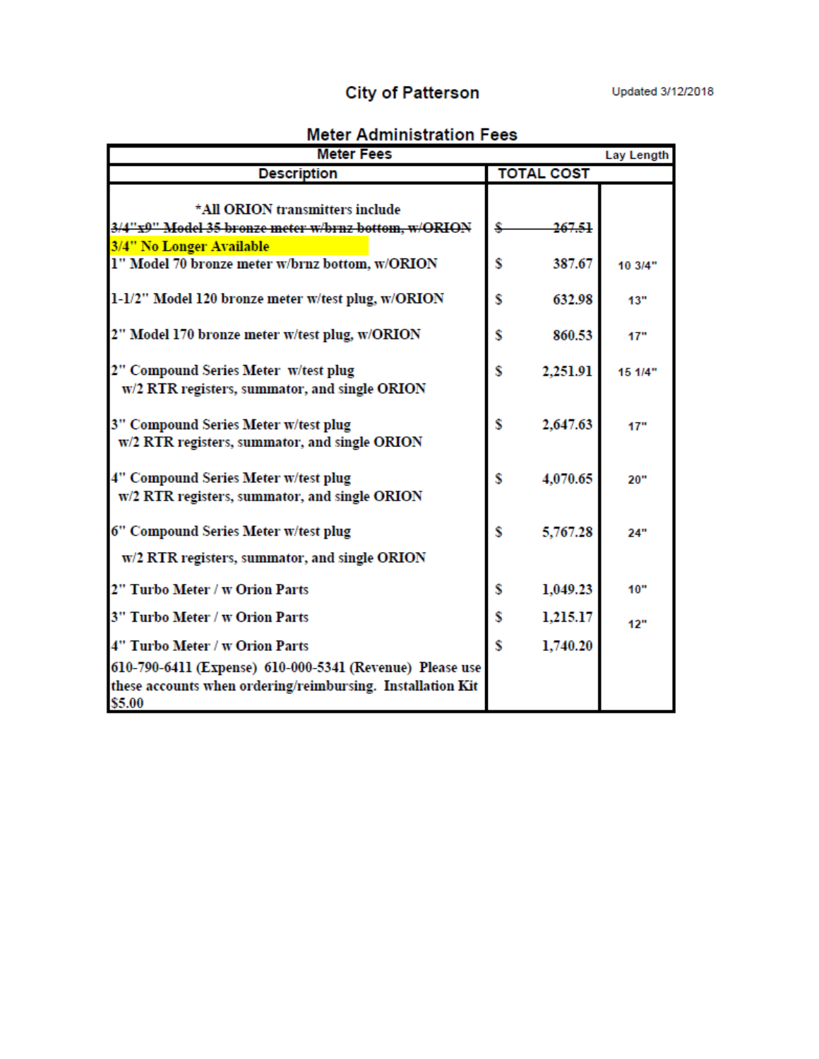# City of Patterson

Updated 3/12/2018

## Meter Administration Fees

| Meter Fees | | Lay Length |
|---|---|---|
| **Description** | **TOTAL COST** | |
| *All ORION transmitters include | | |
| ~~3/4"x9" Model 35 bronze meter w/brnz bottom, w/ORION~~ | ~~$ 267.51~~ | |
| 3/4" No Longer Available | | |
| 1" Model 70 bronze meter w/brnz bottom, w/ORION | $ 387.67 | 10 3/4" |
| 1-1/2" Model 120 bronze meter w/test plug, w/ORION | $ 632.98 | 13" |
| 2" Model 170 bronze meter w/test plug, w/ORION | $ 860.53 | 17" |
| 2" Compound Series Meter w/test plug w/2 RTR registers, summator, and single ORION | $ 2,251.91 | 15 1/4" |
| 3" Compound Series Meter w/test plug w/2 RTR registers, summator, and single ORION | $ 2,647.63 | 17" |
| 4" Compound Series Meter w/test plug w/2 RTR registers, summator, and single ORION | $ 4,070.65 | 20" |
| 6" Compound Series Meter w/test plug w/2 RTR registers, summator, and single ORION | $ 5,767.28 | 24" |
| 2" Turbo Meter / w Orion Parts | $ 1,049.23 | 10" |
| 3" Turbo Meter / w Orion Parts | $ 1,215.17 | 12" |
| 4" Turbo Meter / w Orion Parts | $ 1,740.20 | |
| 610-790-6411 (Expense) 610-000-5341 (Revenue) Please use these accounts when ordering/reimbursing. Installation Kit $5.00 | | |